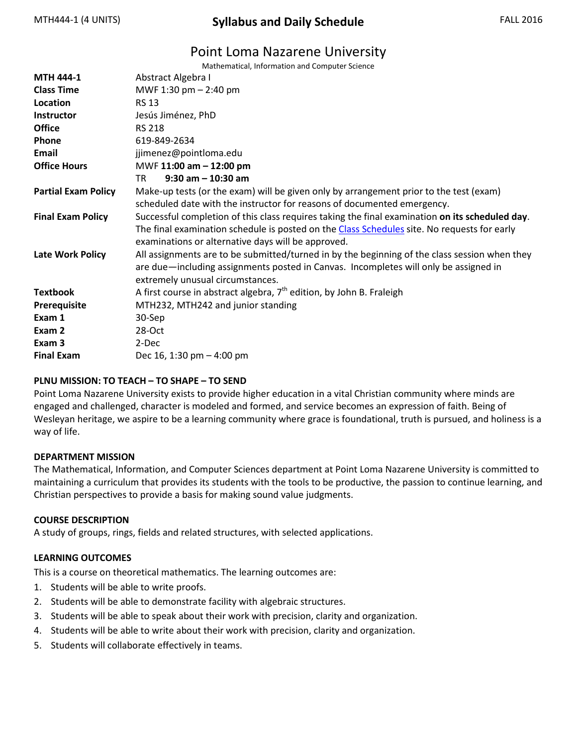MTH444-1 (4 UNITS) **Syllabus and Daily Schedule** FALL 2016

# Point Loma Nazarene University

Mathematical, Information and Computer Science

| | |
|---|---|
| **MTH 444-1** | Abstract Algebra I |
| **Class Time** | MWF 1:30 pm – 2:40 pm |
| **Location** | RS 13 |
| **Instructor** | Jesús Jiménez, PhD |
| **Office** | RS 218 |
| **Phone** | 619-849-2634 |
| **Email** | jjimenez@pointloma.edu |
| **Office Hours** | MWF **11:00 am – 12:00 pm** |
| | TR **9:30 am – 10:30 am** |
| **Partial Exam Policy** | Make-up tests (or the exam) will be given only by arrangement prior to the test (exam) scheduled date with the instructor for reasons of documented emergency. |
| **Final Exam Policy** | Successful completion of this class requires taking the final examination **on its scheduled day**. The final examination schedule is posted on the Class Schedules site. No requests for early examinations or alternative days will be approved. |
| **Late Work Policy** | All assignments are to be submitted/turned in by the beginning of the class session when they are due—including assignments posted in Canvas. Incompletes will only be assigned in extremely unusual circumstances. |
| **Textbook** | A first course in abstract algebra, 7th edition, by John B. Fraleigh |
| **Prerequisite** | MTH232, MTH242 and junior standing |
| **Exam 1** | 30-Sep |
| **Exam 2** | 28-Oct |
| **Exam 3** | 2-Dec |
| **Final Exam** | Dec 16, 1:30 pm – 4:00 pm |

### PLNU MISSION: TO TEACH – TO SHAPE – TO SEND

Point Loma Nazarene University exists to provide higher education in a vital Christian community where minds are engaged and challenged, character is modeled and formed, and service becomes an expression of faith. Being of Wesleyan heritage, we aspire to be a learning community where grace is foundational, truth is pursued, and holiness is a way of life.

### DEPARTMENT MISSION

The Mathematical, Information, and Computer Sciences department at Point Loma Nazarene University is committed to maintaining a curriculum that provides its students with the tools to be productive, the passion to continue learning, and Christian perspectives to provide a basis for making sound value judgments.

### COURSE DESCRIPTION

A study of groups, rings, fields and related structures, with selected applications.

### LEARNING OUTCOMES

This is a course on theoretical mathematics. The learning outcomes are:

1. Students will be able to write proofs.
2. Students will be able to demonstrate facility with algebraic structures.
3. Students will be able to speak about their work with precision, clarity and organization.
4. Students will be able to write about their work with precision, clarity and organization.
5. Students will collaborate effectively in teams.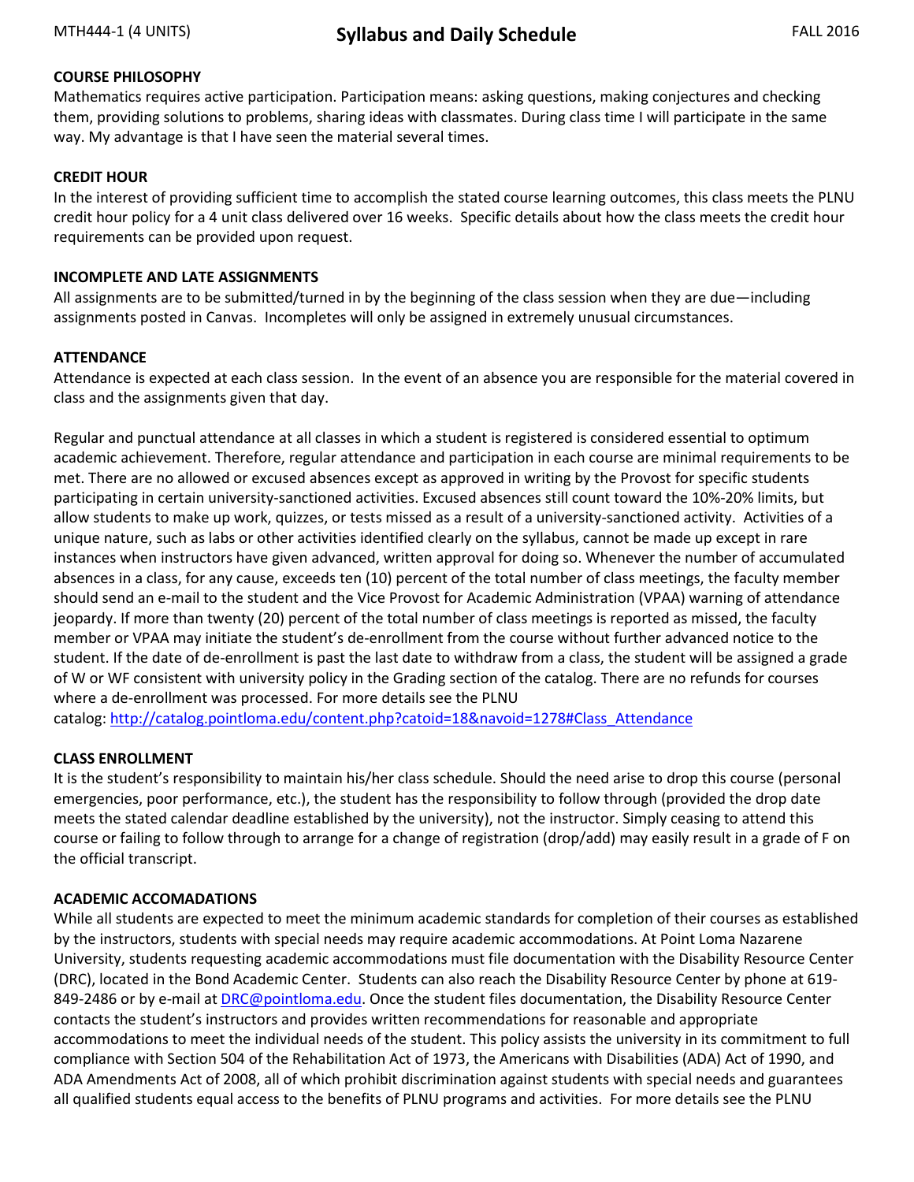### COURSE PHILOSOPHY

Mathematics requires active participation. Participation means: asking questions, making conjectures and checking them, providing solutions to problems, sharing ideas with classmates. During class time I will participate in the same way. My advantage is that I have seen the material several times.

### CREDIT HOUR

In the interest of providing sufficient time to accomplish the stated course learning outcomes, this class meets the PLNU credit hour policy for a 4 unit class delivered over 16 weeks. Specific details about how the class meets the credit hour requirements can be provided upon request.

### INCOMPLETE AND LATE ASSIGNMENTS

All assignments are to be submitted/turned in by the beginning of the class session when they are due—including assignments posted in Canvas. Incompletes will only be assigned in extremely unusual circumstances.

### ATTENDANCE

Attendance is expected at each class session. In the event of an absence you are responsible for the material covered in class and the assignments given that day.

Regular and punctual attendance at all classes in which a student is registered is considered essential to optimum academic achievement. Therefore, regular attendance and participation in each course are minimal requirements to be met. There are no allowed or excused absences except as approved in writing by the Provost for specific students participating in certain university-sanctioned activities. Excused absences still count toward the 10%-20% limits, but allow students to make up work, quizzes, or tests missed as a result of a university-sanctioned activity. Activities of a unique nature, such as labs or other activities identified clearly on the syllabus, cannot be made up except in rare instances when instructors have given advanced, written approval for doing so. Whenever the number of accumulated absences in a class, for any cause, exceeds ten (10) percent of the total number of class meetings, the faculty member should send an e-mail to the student and the Vice Provost for Academic Administration (VPAA) warning of attendance jeopardy. If more than twenty (20) percent of the total number of class meetings is reported as missed, the faculty member or VPAA may initiate the student's de-enrollment from the course without further advanced notice to the student. If the date of de-enrollment is past the last date to withdraw from a class, the student will be assigned a grade of W or WF consistent with university policy in the Grading section of the catalog. There are no refunds for courses where a de-enrollment was processed. For more details see the PLNU catalog: [http://catalog.pointloma.edu/content.php?catoid=18&navoid=1278#Class_Attendance](http://catalog.pointloma.edu/content.php?catoid=18&navoid=1278#Class_Attendance)

### CLASS ENROLLMENT

It is the student's responsibility to maintain his/her class schedule. Should the need arise to drop this course (personal emergencies, poor performance, etc.), the student has the responsibility to follow through (provided the drop date meets the stated calendar deadline established by the university), not the instructor. Simply ceasing to attend this course or failing to follow through to arrange for a change of registration (drop/add) may easily result in a grade of F on the official transcript.

### ACADEMIC ACCOMADATIONS

While all students are expected to meet the minimum academic standards for completion of their courses as established by the instructors, students with special needs may require academic accommodations. At Point Loma Nazarene University, students requesting academic accommodations must file documentation with the Disability Resource Center (DRC), located in the Bond Academic Center. Students can also reach the Disability Resource Center by phone at 619-849-2486 or by e-mail at [DRC@pointloma.edu](mailto:DRC@pointloma.edu). Once the student files documentation, the Disability Resource Center contacts the student's instructors and provides written recommendations for reasonable and appropriate accommodations to meet the individual needs of the student. This policy assists the university in its commitment to full compliance with Section 504 of the Rehabilitation Act of 1973, the Americans with Disabilities (ADA) Act of 1990, and ADA Amendments Act of 2008, all of which prohibit discrimination against students with special needs and guarantees all qualified students equal access to the benefits of PLNU programs and activities. For more details see the PLNU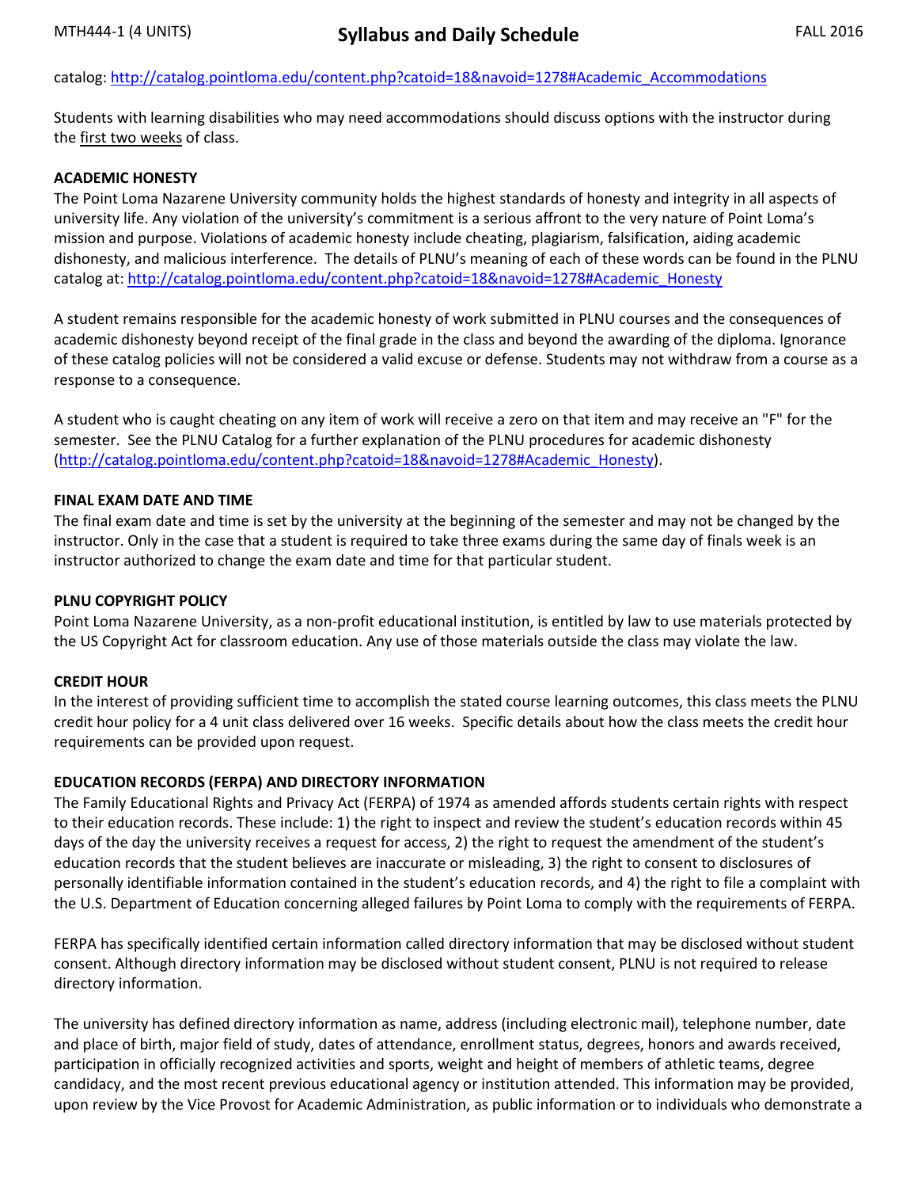catalog: http://catalog.pointloma.edu/content.php?catoid=18&navoid=1278#Academic_Accommodations

Students with learning disabilities who may need accommodations should discuss options with the instructor during the first two weeks of class.

**ACADEMIC HONESTY**

The Point Loma Nazarene University community holds the highest standards of honesty and integrity in all aspects of university life. Any violation of the university's commitment is a serious affront to the very nature of Point Loma's mission and purpose. Violations of academic honesty include cheating, plagiarism, falsification, aiding academic dishonesty, and malicious interference. The details of PLNU's meaning of each of these words can be found in the PLNU catalog at: http://catalog.pointloma.edu/content.php?catoid=18&navoid=1278#Academic_Honesty

A student remains responsible for the academic honesty of work submitted in PLNU courses and the consequences of academic dishonesty beyond receipt of the final grade in the class and beyond the awarding of the diploma. Ignorance of these catalog policies will not be considered a valid excuse or defense. Students may not withdraw from a course as a response to a consequence.

A student who is caught cheating on any item of work will receive a zero on that item and may receive an "F" for the semester. See the PLNU Catalog for a further explanation of the PLNU procedures for academic dishonesty (http://catalog.pointloma.edu/content.php?catoid=18&navoid=1278#Academic_Honesty).

**FINAL EXAM DATE AND TIME**

The final exam date and time is set by the university at the beginning of the semester and may not be changed by the instructor. Only in the case that a student is required to take three exams during the same day of finals week is an instructor authorized to change the exam date and time for that particular student.

**PLNU COPYRIGHT POLICY**

Point Loma Nazarene University, as a non-profit educational institution, is entitled by law to use materials protected by the US Copyright Act for classroom education. Any use of those materials outside the class may violate the law.

**CREDIT HOUR**

In the interest of providing sufficient time to accomplish the stated course learning outcomes, this class meets the PLNU credit hour policy for a 4 unit class delivered over 16 weeks. Specific details about how the class meets the credit hour requirements can be provided upon request.

**EDUCATION RECORDS (FERPA) AND DIRECTORY INFORMATION**

The Family Educational Rights and Privacy Act (FERPA) of 1974 as amended affords students certain rights with respect to their education records. These include: 1) the right to inspect and review the student's education records within 45 days of the day the university receives a request for access, 2) the right to request the amendment of the student's education records that the student believes are inaccurate or misleading, 3) the right to consent to disclosures of personally identifiable information contained in the student's education records, and 4) the right to file a complaint with the U.S. Department of Education concerning alleged failures by Point Loma to comply with the requirements of FERPA.

FERPA has specifically identified certain information called directory information that may be disclosed without student consent. Although directory information may be disclosed without student consent, PLNU is not required to release directory information.

The university has defined directory information as name, address (including electronic mail), telephone number, date and place of birth, major field of study, dates of attendance, enrollment status, degrees, honors and awards received, participation in officially recognized activities and sports, weight and height of members of athletic teams, degree candidacy, and the most recent previous educational agency or institution attended. This information may be provided, upon review by the Vice Provost for Academic Administration, as public information or to individuals who demonstrate a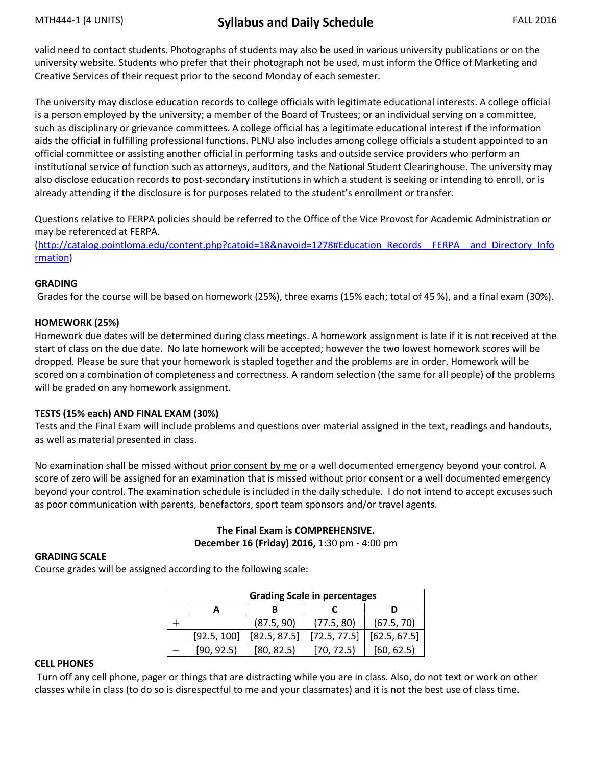valid need to contact students. Photographs of students may also be used in various university publications or on the university website. Students who prefer that their photograph not be used, must inform the Office of Marketing and Creative Services of their request prior to the second Monday of each semester.

The university may disclose education records to college officials with legitimate educational interests. A college official is a person employed by the university; a member of the Board of Trustees; or an individual serving on a committee, such as disciplinary or grievance committees. A college official has a legitimate educational interest if the information aids the official in fulfilling professional functions. PLNU also includes among college officials a student appointed to an official committee or assisting another official in performing tasks and outside service providers who perform an institutional service of function such as attorneys, auditors, and the National Student Clearinghouse. The university may also disclose education records to post-secondary institutions in which a student is seeking or intending to enroll, or is already attending if the disclosure is for purposes related to the student's enrollment or transfer.

Questions relative to FERPA policies should be referred to the Office of the Vice Provost for Academic Administration or may be referenced at FERPA.
(http://catalog.pointloma.edu/content.php?catoid=18&navoid=1278#Education_Records__FERPA__and_Directory_Information)

### GRADING

Grades for the course will be based on homework (25%), three exams (15% each; total of 45 %), and a final exam (30%).

### HOMEWORK (25%)

Homework due dates will be determined during class meetings. A homework assignment is late if it is not received at the start of class on the due date. No late homework will be accepted; however the two lowest homework scores will be dropped. Please be sure that your homework is stapled together and the problems are in order. Homework will be scored on a combination of completeness and correctness. A random selection (the same for all people) of the problems will be graded on any homework assignment.

### TESTS (15% each) AND FINAL EXAM (30%)

Tests and the Final Exam will include problems and questions over material assigned in the text, readings and handouts, as well as material presented in class.

No examination shall be missed without prior consent by me or a well documented emergency beyond your control. A score of zero will be assigned for an examination that is missed without prior consent or a well documented emergency beyond your control. The examination schedule is included in the daily schedule. I do not intend to accept excuses such as poor communication with parents, benefactors, sport team sponsors and/or travel agents.

**The Final Exam is COMPREHENSIVE.**
**December 16 (Friday) 2016,** 1:30 pm - 4:00 pm

### GRADING SCALE

Course grades will be assigned according to the following scale:

| Grading Scale in percentages | | | | |
|---|---|---|---|---|
| | A | B | C | D |
| + | | (87.5, 90) | (77.5, 80) | (67.5, 70) |
| | [92.5, 100] | [82.5, 87.5] | [72.5, 77.5] | [62.5, 67.5] |
| − | [90, 92.5) | [80, 82.5) | [70, 72.5) | [60, 62.5) |

### CELL PHONES

Turn off any cell phone, pager or things that are distracting while you are in class. Also, do not text or work on other classes while in class (to do so is disrespectful to me and your classmates) and it is not the best use of class time.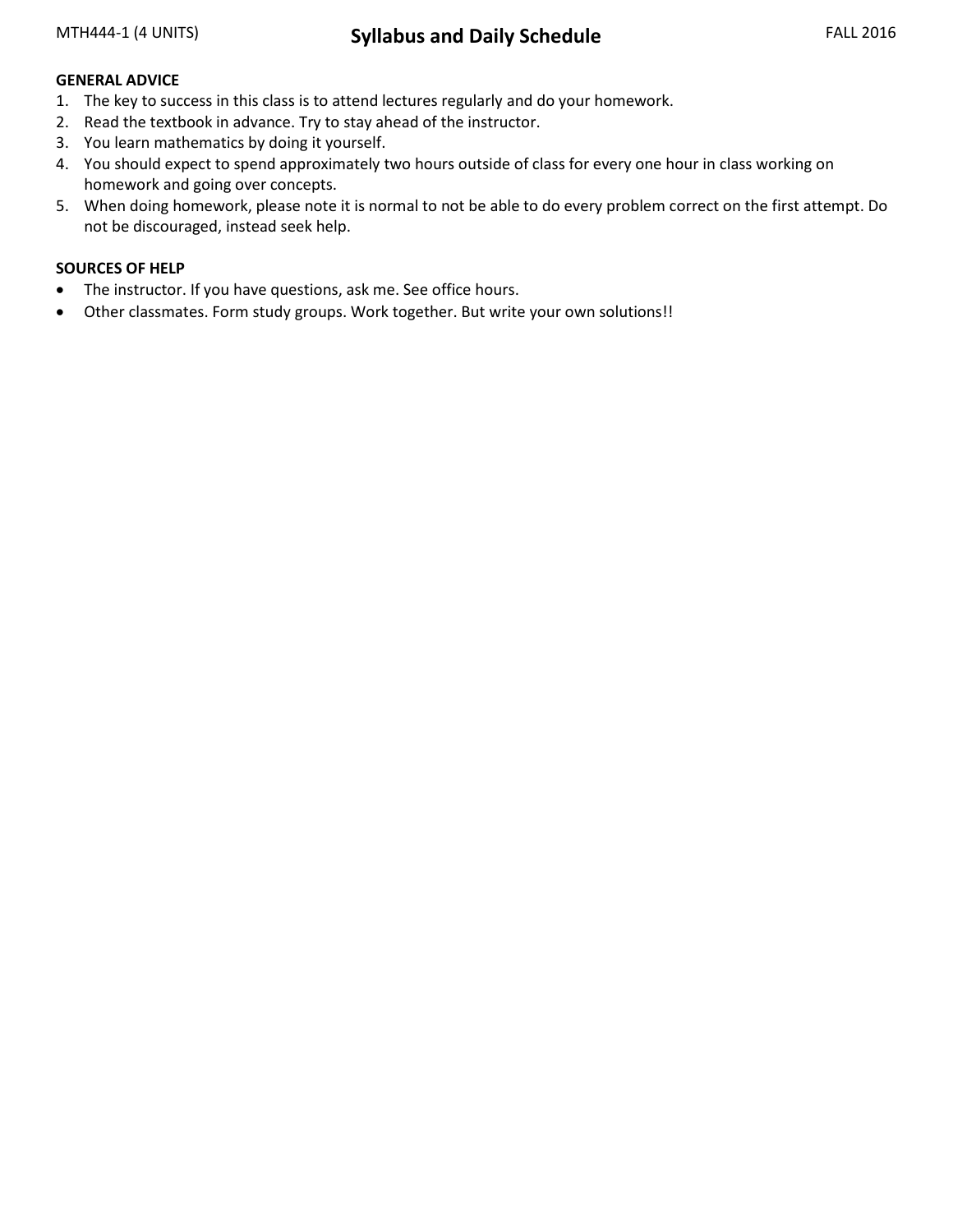**GENERAL ADVICE**

1. The key to success in this class is to attend lectures regularly and do your homework.
2. Read the textbook in advance. Try to stay ahead of the instructor.
3. You learn mathematics by doing it yourself.
4. You should expect to spend approximately two hours outside of class for every one hour in class working on homework and going over concepts.
5. When doing homework, please note it is normal to not be able to do every problem correct on the first attempt. Do not be discouraged, instead seek help.

**SOURCES OF HELP**

- The instructor. If you have questions, ask me. See office hours.
- Other classmates. Form study groups. Work together. But write your own solutions!!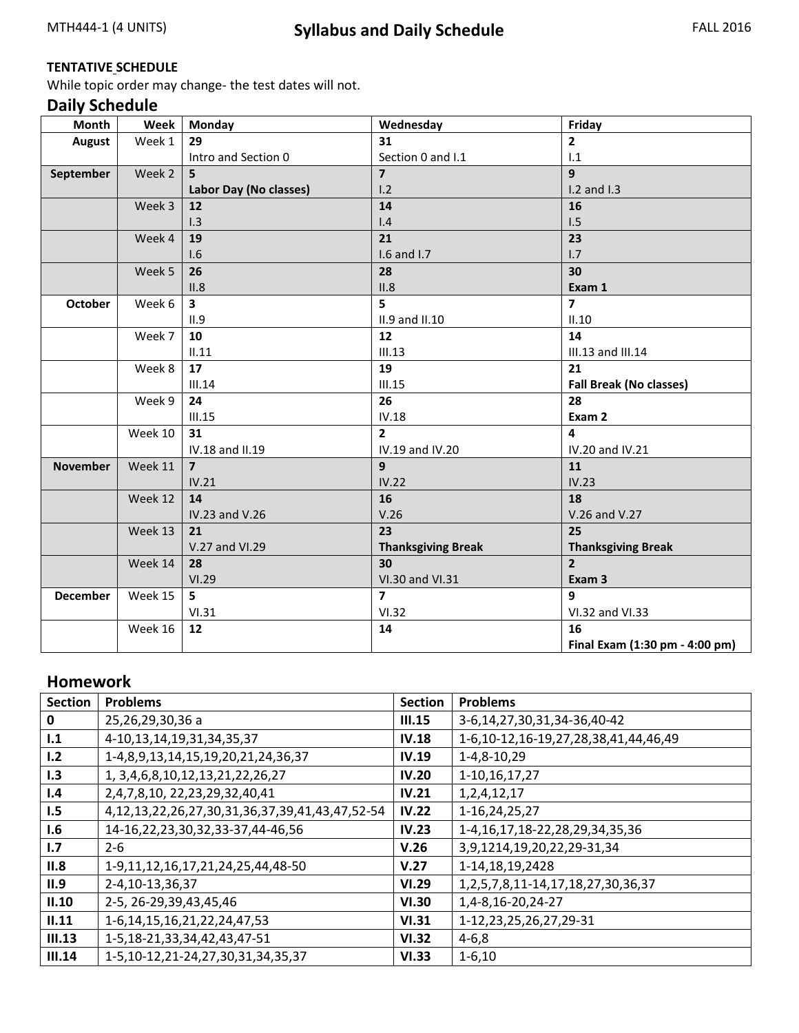MTH444-1 (4 UNITS) **Syllabus and Daily Schedule** FALL 2016

**TENTATIVE SCHEDULE**

While topic order may change- the test dates will not.

## Daily Schedule

| Month | Week | Monday | Wednesday | Friday |
|---|---|---|---|---|
| August | Week 1 | **29** Intro and Section 0 | **31** Section 0 and I.1 | **2** I.1 |
| September | Week 2 | **5** **Labor Day (No classes)** | **7** I.2 | **9** I.2 and I.3 |
| | Week 3 | **12** I.3 | **14** I.4 | **16** I.5 |
| | Week 4 | **19** I.6 | **21** I.6 and I.7 | **23** I.7 |
| | Week 5 | **26** II.8 | **28** II.8 | **30** **Exam 1** |
| October | Week 6 | **3** II.9 | **5** II.9 and II.10 | **7** II.10 |
| | Week 7 | **10** II.11 | **12** III.13 | **14** III.13 and III.14 |
| | Week 8 | **17** III.14 | **19** III.15 | **21** **Fall Break (No classes)** |
| | Week 9 | **24** III.15 | **26** IV.18 | **28** **Exam 2** |
| | Week 10 | **31** IV.18 and II.19 | **2** IV.19 and IV.20 | **4** IV.20 and IV.21 |
| November | Week 11 | **7** IV.21 | **9** IV.22 | **11** IV.23 |
| | Week 12 | **14** IV.23 and V.26 | **16** V.26 | **18** V.26 and V.27 |
| | Week 13 | **21** V.27 and VI.29 | **23** **Thanksgiving Break** | **25** **Thanksgiving Break** |
| | Week 14 | **28** VI.29 | **30** VI.30 and VI.31 | **2** **Exam 3** |
| December | Week 15 | **5** VI.31 | **7** VI.32 | **9** VI.32 and VI.33 |
| | Week 16 | **12** | **14** | **16** **Final Exam (1:30 pm - 4:00 pm)** |

## Homework

| Section | Problems | Section | Problems |
|---|---|---|---|
| **0** | 25,26,29,30,36 a | **III.15** | 3-6,14,27,30,31,34-36,40-42 |
| **I.1** | 4-10,13,14,19,31,34,35,37 | **IV.18** | 1-6,10-12,16-19,27,28,38,41,44,46,49 |
| **I.2** | 1-4,8,9,13,14,15,19,20,21,24,36,37 | **IV.19** | 1-4,8-10,29 |
| **I.3** | 1, 3,4,6,8,10,12,13,21,22,26,27 | **IV.20** | 1-10,16,17,27 |
| **I.4** | 2,4,7,8,10, 22,23,29,32,40,41 | **IV.21** | 1,2,4,12,17 |
| **I.5** | 4,12,13,22,26,27,30,31,36,37,39,41,43,47,52-54 | **IV.22** | 1-16,24,25,27 |
| **I.6** | 14-16,22,23,30,32,33-37,44-46,56 | **IV.23** | 1-4,16,17,18-22,28,29,34,35,36 |
| **I.7** | 2-6 | **V.26** | 3,9,1214,19,20,22,29-31,34 |
| **II.8** | 1-9,11,12,16,17,21,24,25,44,48-50 | **V.27** | 1-14,18,19,2428 |
| **II.9** | 2-4,10-13,36,37 | **VI.29** | 1,2,5,7,8,11-14,17,18,27,30,36,37 |
| **II.10** | 2-5, 26-29,39,43,45,46 | **VI.30** | 1,4-8,16-20,24-27 |
| **II.11** | 1-6,14,15,16,21,22,24,47,53 | **VI.31** | 1-12,23,25,26,27,29-31 |
| **III.13** | 1-5,18-21,33,34,42,43,47-51 | **VI.32** | 4-6,8 |
| **III.14** | 1-5,10-12,21-24,27,30,31,34,35,37 | **VI.33** | 1-6,10 |